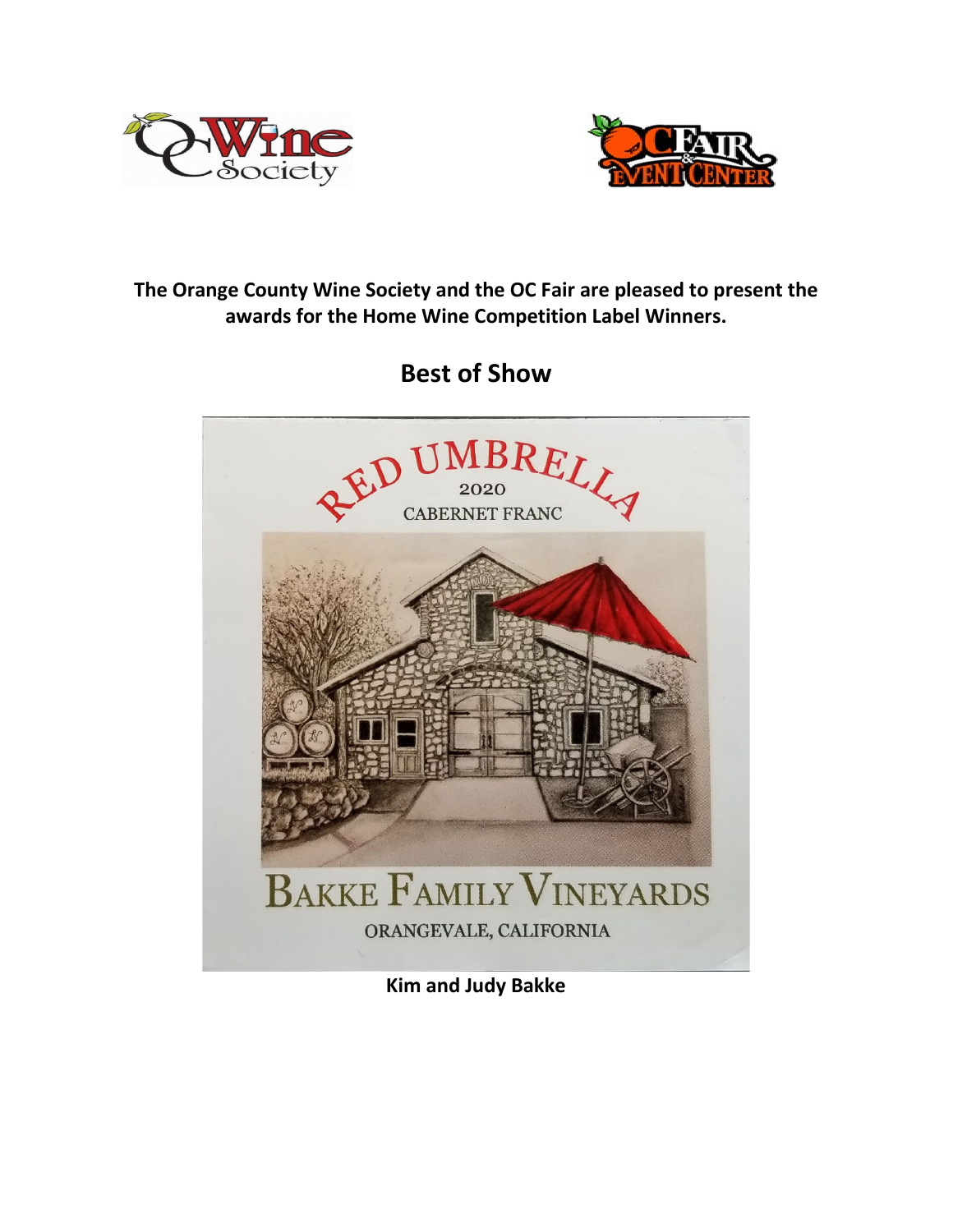**The Orange County Wine Society and the OC Fair are pleased to present the awards for the Home Wine Competition Label Winners.**

## Best of Show

RED UMBRELLA
2020
CABERNET FRANC

BAKKE FAMILY VINEYARDS
ORANGEVALE, CALIFORNIA

**Kim and Judy Bakke**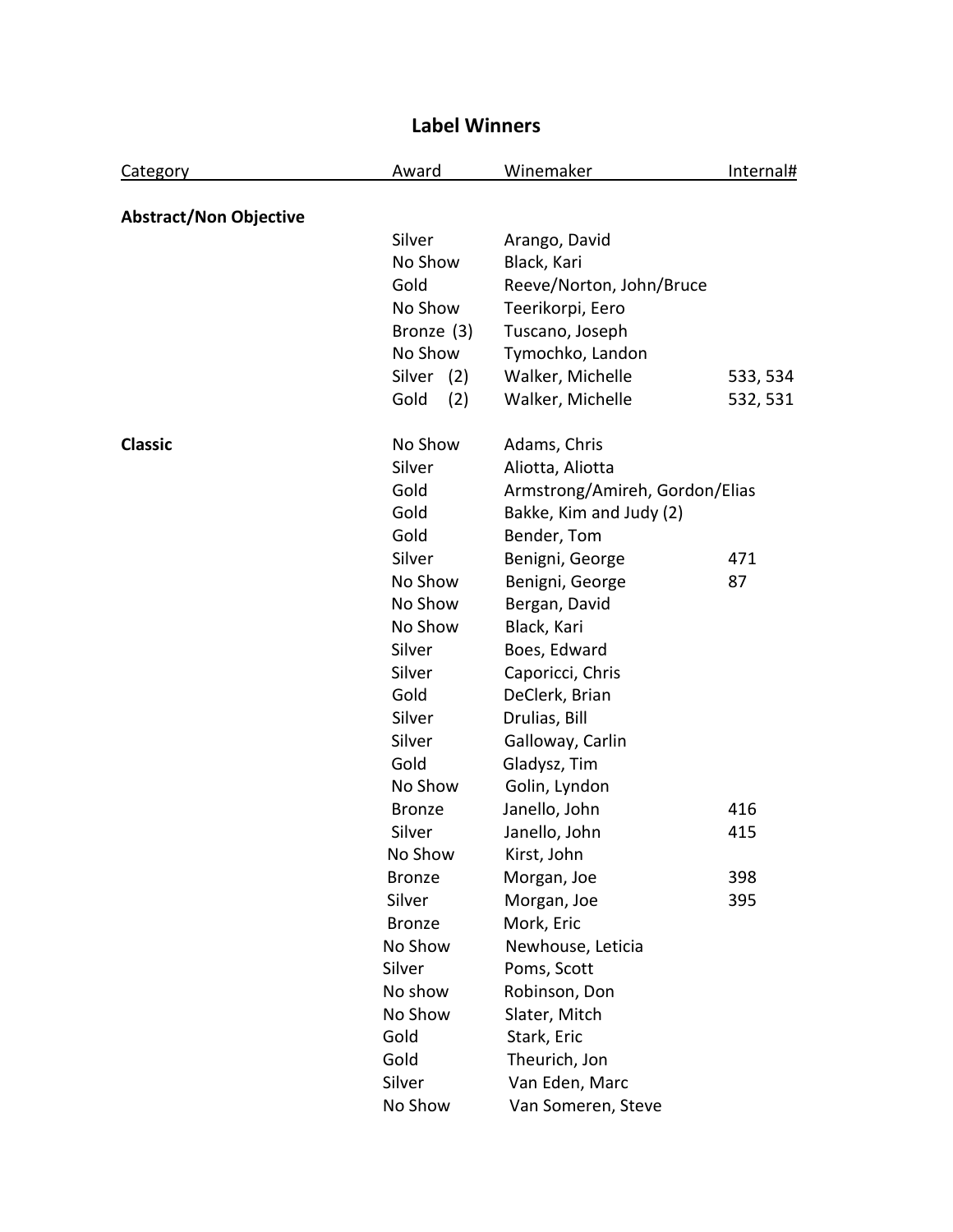# Label Winners

| Category | Award | Winemaker | Internal# |
|---|---|---|---|
| **Abstract/Non Objective** | | | |
| | Silver | Arango, David | |
| | No Show | Black, Kari | |
| | Gold | Reeve/Norton, John/Bruce | |
| | No Show | Teerikorpi, Eero | |
| | Bronze (3) | Tuscano, Joseph | |
| | No Show | Tymochko, Landon | |
| | Silver (2) | Walker, Michelle | 533, 534 |
| | Gold (2) | Walker, Michelle | 532, 531 |
| **Classic** | No Show | Adams, Chris | |
| | Silver | Aliotta, Aliotta | |
| | Gold | Armstrong/Amireh, Gordon/Elias | |
| | Gold | Bakke, Kim and Judy (2) | |
| | Gold | Bender, Tom | |
| | Silver | Benigni, George | 471 |
| | No Show | Benigni, George | 87 |
| | No Show | Bergan, David | |
| | No Show | Black, Kari | |
| | Silver | Boes, Edward | |
| | Silver | Caporicci, Chris | |
| | Gold | DeClerk, Brian | |
| | Silver | Drulias, Bill | |
| | Silver | Galloway, Carlin | |
| | Gold | Gladysz, Tim | |
| | No Show | Golin, Lyndon | |
| | Bronze | Janello, John | 416 |
| | Silver | Janello, John | 415 |
| | No Show | Kirst, John | |
| | Bronze | Morgan, Joe | 398 |
| | Silver | Morgan, Joe | 395 |
| | Bronze | Mork, Eric | |
| | No Show | Newhouse, Leticia | |
| | Silver | Poms, Scott | |
| | No show | Robinson, Don | |
| | No Show | Slater, Mitch | |
| | Gold | Stark, Eric | |
| | Gold | Theurich, Jon | |
| | Silver | Van Eden, Marc | |
| | No Show | Van Someren, Steve | |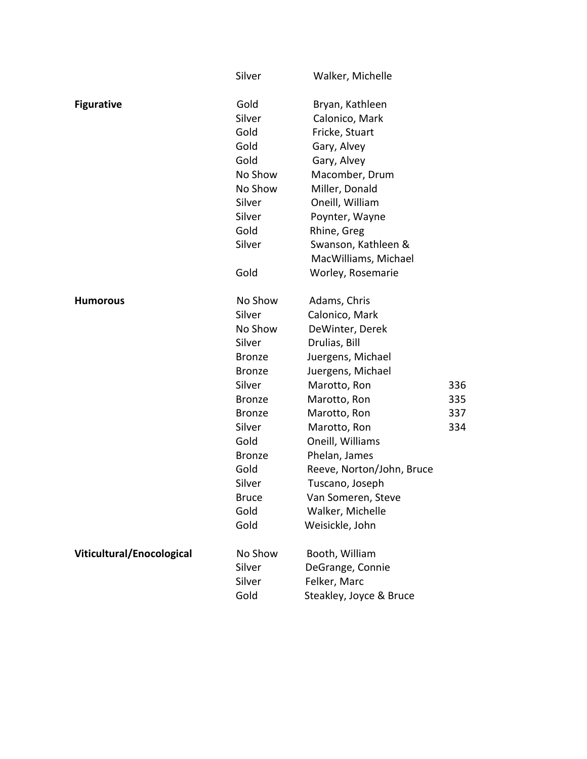| | | | |
|---|---|---|---|
| | Silver | Walker, Michelle | |
| **Figurative** | Gold | Bryan, Kathleen | |
| | Silver | Calonico, Mark | |
| | Gold | Fricke, Stuart | |
| | Gold | Gary, Alvey | |
| | Gold | Gary, Alvey | |
| | No Show | Macomber, Drum | |
| | No Show | Miller, Donald | |
| | Silver | Oneill, William | |
| | Silver | Poynter, Wayne | |
| | Gold | Rhine, Greg | |
| | Silver | Swanson, Kathleen & MacWilliams, Michael | |
| | Gold | Worley, Rosemarie | |
| **Humorous** | No Show | Adams, Chris | |
| | Silver | Calonico, Mark | |
| | No Show | DeWinter, Derek | |
| | Silver | Drulias, Bill | |
| | Bronze | Juergens, Michael | |
| | Bronze | Juergens, Michael | |
| | Silver | Marotto, Ron | 336 |
| | Bronze | Marotto, Ron | 335 |
| | Bronze | Marotto, Ron | 337 |
| | Silver | Marotto, Ron | 334 |
| | Gold | Oneill, Williams | |
| | Bronze | Phelan, James | |
| | Gold | Reeve, Norton/John, Bruce | |
| | Silver | Tuscano, Joseph | |
| | Bruce | Van Someren, Steve | |
| | Gold | Walker, Michelle | |
| | Gold | Weisickle, John | |
| **Viticultural/Enocological** | No Show | Booth, William | |
| | Silver | DeGrange, Connie | |
| | Silver | Felker, Marc | |
| | Gold | Steakley, Joyce & Bruce | |